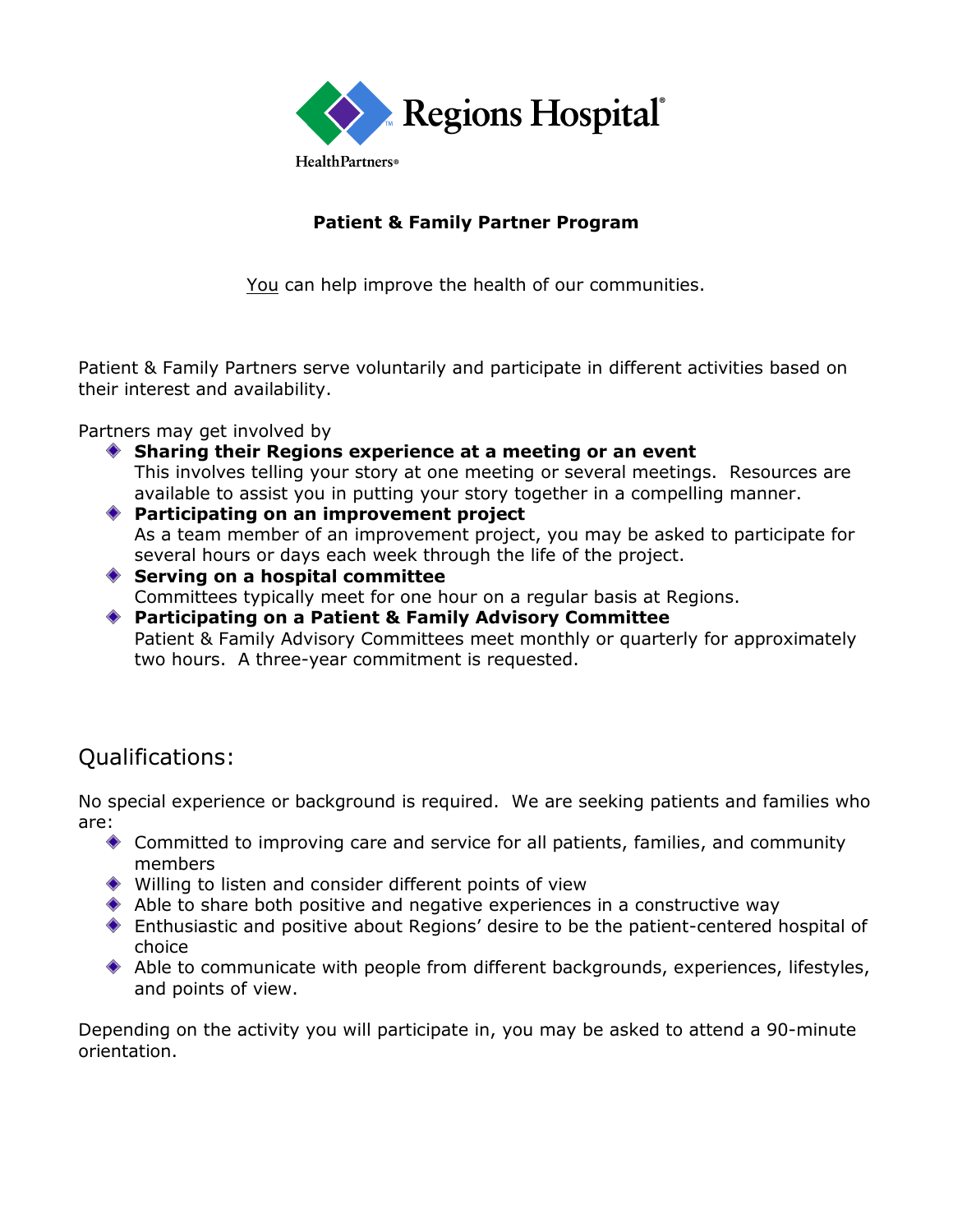Regions Hospital

HealthPartners

# Patient & Family Partner Program

<u>You</u> can help improve the health of our communities.

Patient & Family Partners serve voluntarily and participate in different activities based on their interest and availability.

Partners may get involved by

- **Sharing their Regions experience at a meeting or an event**
  This involves telling your story at one meeting or several meetings. Resources are available to assist you in putting your story together in a compelling manner.
- **Participating on an improvement project**
  As a team member of an improvement project, you may be asked to participate for several hours or days each week through the life of the project.
- **Serving on a hospital committee**
  Committees typically meet for one hour on a regular basis at Regions.
- **Participating on a Patient & Family Advisory Committee**
  Patient & Family Advisory Committees meet monthly or quarterly for approximately two hours. A three-year commitment is requested.

## Qualifications:

No special experience or background is required. We are seeking patients and families who are:

- Committed to improving care and service for all patients, families, and community members
- Willing to listen and consider different points of view
- Able to share both positive and negative experiences in a constructive way
- Enthusiastic and positive about Regions' desire to be the patient-centered hospital of choice
- Able to communicate with people from different backgrounds, experiences, lifestyles, and points of view.

Depending on the activity you will participate in, you may be asked to attend a 90-minute orientation.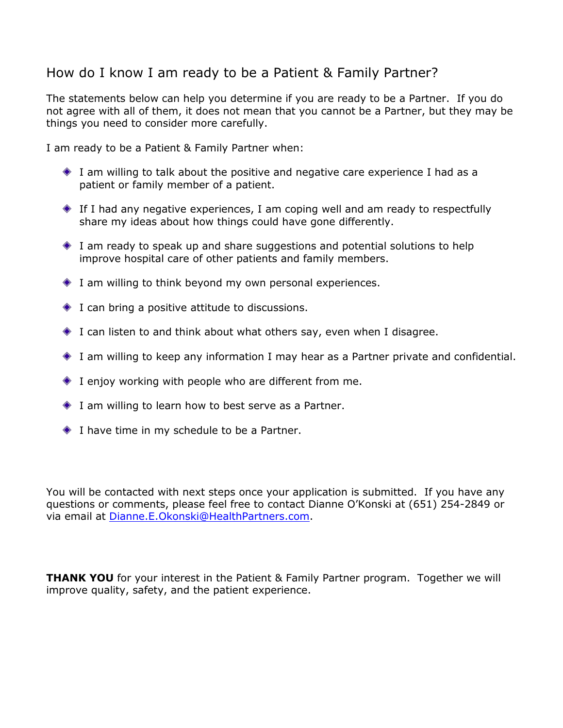## How do I know I am ready to be a Patient & Family Partner?

The statements below can help you determine if you are ready to be a Partner. If you do not agree with all of them, it does not mean that you cannot be a Partner, but they may be things you need to consider more carefully.

I am ready to be a Patient & Family Partner when:

- I am willing to talk about the positive and negative care experience I had as a patient or family member of a patient.
- If I had any negative experiences, I am coping well and am ready to respectfully share my ideas about how things could have gone differently.
- I am ready to speak up and share suggestions and potential solutions to help improve hospital care of other patients and family members.
- I am willing to think beyond my own personal experiences.
- I can bring a positive attitude to discussions.
- I can listen to and think about what others say, even when I disagree.
- I am willing to keep any information I may hear as a Partner private and confidential.
- I enjoy working with people who are different from me.
- I am willing to learn how to best serve as a Partner.
- I have time in my schedule to be a Partner.

You will be contacted with next steps once your application is submitted. If you have any questions or comments, please feel free to contact Dianne O'Konski at (651) 254-2849 or via email at Dianne.E.Okonski@HealthPartners.com.

**THANK YOU** for your interest in the Patient & Family Partner program. Together we will improve quality, safety, and the patient experience.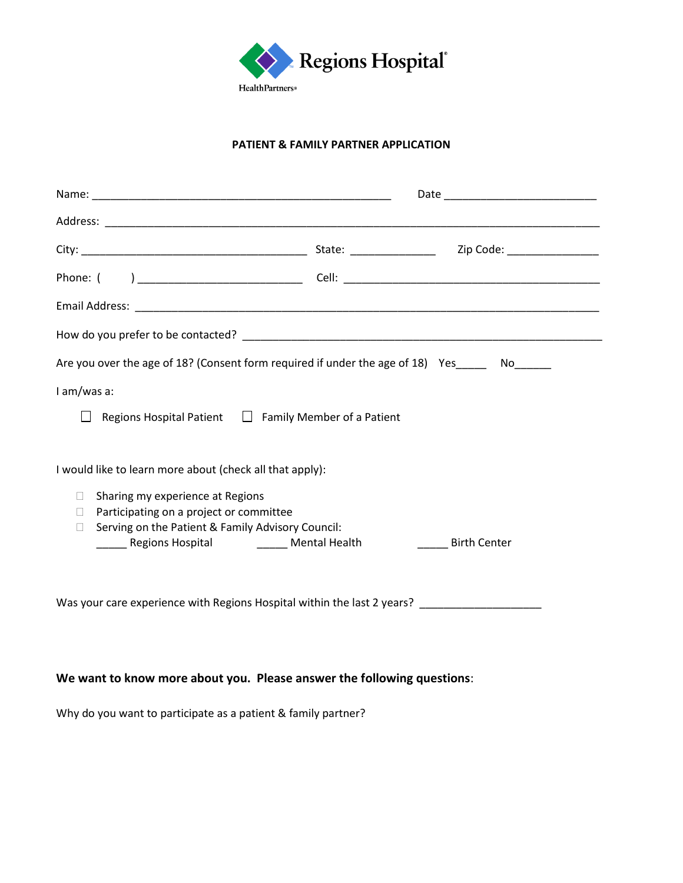Regions Hospital
HealthPartners

**PATIENT & FAMILY PARTNER APPLICATION**

Name: ________________________________________________ Date ________________________

Address: ______________________________________________________________________________

City: ____________________________________ State: ______________ Zip Code: _______________

Phone: ( ) ___________________________ Cell: ___________________________________________

Email Address: _________________________________________________________________________

How do you prefer to be contacted? ______________________________________________________

Are you over the age of 18? (Consent form required if under the age of 18) Yes_____ No______

I am/was a:

- ☐ Regions Hospital Patient
- ☐ Family Member of a Patient

I would like to learn more about (check all that apply):

- ☐ Sharing my experience at Regions
- ☐ Participating on a project or committee
- ☐ Serving on the Patient & Family Advisory Council:
  _____ Regions Hospital _____ Mental Health _____ Birth Center

Was your care experience with Regions Hospital within the last 2 years? ____________________

**We want to know more about you. Please answer the following questions**:

Why do you want to participate as a patient & family partner?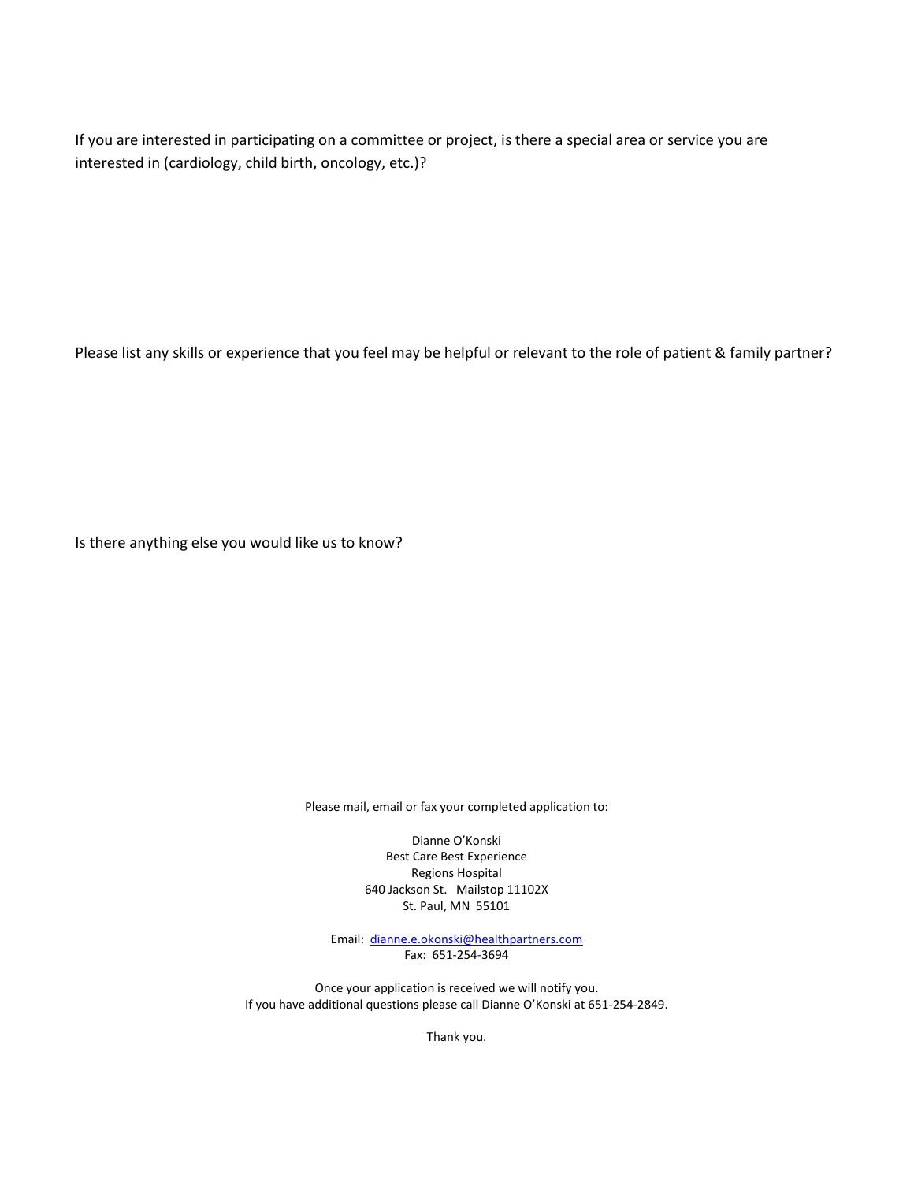If you are interested in participating on a committee or project, is there a special area or service you are interested in (cardiology, child birth, oncology, etc.)?

Please list any skills or experience that you feel may be helpful or relevant to the role of patient & family partner?

Is there anything else you would like us to know?

Please mail, email or fax your completed application to:

Dianne O'Konski  
Best Care Best Experience  
Regions Hospital  
640 Jackson St.   Mailstop 11102X  
St. Paul, MN  55101

Email:  dianne.e.okonski@healthpartners.com  
Fax:  651-254-3694

Once your application is received we will notify you.  
If you have additional questions please call Dianne O'Konski at 651-254-2849.

Thank you.